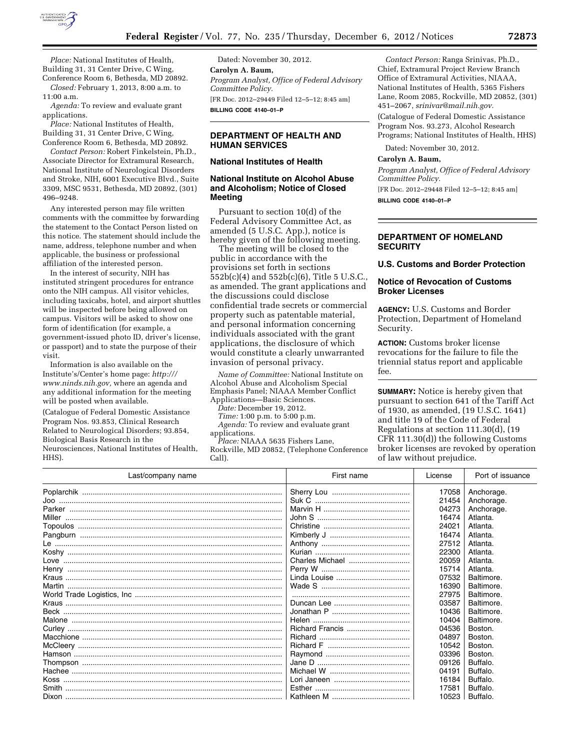*Place:* National Institutes of Health, Building 31, 31 Center Drive, C Wing, Conference Room 6, Bethesda, MD 20892.

*Closed:* February 1, 2013, 8:00 a.m. to 11:00 a.m.

*Agenda:* To review and evaluate grant applications.

*Place:* National Institutes of Health, Building 31, 31 Center Drive, C Wing, Conference Room 6, Bethesda, MD 20892.

*Contact Person:* Robert Finkelstein, Ph.D., Associate Director for Extramural Research, National Institute of Neurological Disorders and Stroke, NIH, 6001 Executive Blvd., Suite 3309, MSC 9531, Bethesda, MD 20892, (301) 496–9248.

Any interested person may file written comments with the committee by forwarding the statement to the Contact Person listed on this notice. The statement should include the name, address, telephone number and when applicable, the business or professional affiliation of the interested person.

In the interest of security, NIH has instituted stringent procedures for entrance onto the NIH campus. All visitor vehicles, including taxicabs, hotel, and airport shuttles will be inspected before being allowed on campus. Visitors will be asked to show one form of identification (for example, a government-issued photo ID, driver's license, or passport) and to state the purpose of their visit.

Information is also available on the Institute's/Center's home page: *http:///www.ninds.nih.gov,* where an agenda and any additional information for the meeting will be posted when available.

(Catalogue of Federal Domestic Assistance Program Nos. 93.853, Clinical Research Related to Neurological Disorders; 93.854, Biological Basis Research in the Neurosciences, National Institutes of Health, HHS).

Dated: November 30, 2012.

**Carolyn A. Baum,**

*Program Analyst, Office of Federal Advisory Committee Policy.*

[FR Doc. 2012–29449 Filed 12–5–12; 8:45 am]

**BILLING CODE 4140–01–P**

## DEPARTMENT OF HEALTH AND HUMAN SERVICES

### National Institutes of Health

### National Institute on Alcohol Abuse and Alcoholism; Notice of Closed Meeting

Pursuant to section 10(d) of the Federal Advisory Committee Act, as amended (5 U.S.C. App.), notice is hereby given of the following meeting.

The meeting will be closed to the public in accordance with the provisions set forth in sections 552b(c)(4) and 552b(c)(6), Title 5 U.S.C., as amended. The grant applications and the discussions could disclose confidential trade secrets or commercial property such as patentable material, and personal information concerning individuals associated with the grant applications, the disclosure of which would constitute a clearly unwarranted invasion of personal privacy.

*Name of Committee:* National Institute on Alcohol Abuse and Alcoholism Special Emphasis Panel; NIAAA Member Conflict Applications—Basic Sciences.

*Date:* December 19, 2012.

*Time:* 1:00 p.m. to 5:00 p.m.

*Agenda:* To review and evaluate grant applications.

*Place:* NIAAA 5635 Fishers Lane, Rockville, MD 20852, (Telephone Conference Call).

*Contact Person:* Ranga Srinivas, Ph.D., Chief, Extramural Project Review Branch Office of Extramural Activities, NIAAA, National Institutes of Health, 5365 Fishers Lane, Room 2085, Rockville, MD 20852, (301) 451–2067, *srinivar@mail.nih.gov.*

(Catalogue of Federal Domestic Assistance Program Nos. 93.273, Alcohol Research Programs; National Institutes of Health, HHS)

Dated: November 30, 2012.

**Carolyn A. Baum,**

*Program Analyst, Office of Federal Advisory Committee Policy.*

[FR Doc. 2012–29448 Filed 12–5–12; 8:45 am]

**BILLING CODE 4140–01–P**

## DEPARTMENT OF HOMELAND SECURITY

### U.S. Customs and Border Protection

### Notice of Revocation of Customs Broker Licenses

**AGENCY:** U.S. Customs and Border Protection, Department of Homeland Security.

**ACTION:** Customs broker license revocations for the failure to file the triennial status report and applicable fee.

**SUMMARY:** Notice is hereby given that pursuant to section 641 of the Tariff Act of 1930, as amended, (19 U.S.C. 1641) and title 19 of the Code of Federal Regulations at section 111.30(d), (19 CFR 111.30(d)) the following Customs broker licenses are revoked by operation of law without prejudice.

| Last/company name | First name | License | Port of issuance |
|---|---|---|---|
| Poplarchik | Sherry Lou | 17058 | Anchorage. |
| Joo | Suk C | 21454 | Anchorage. |
| Parker | Marvin H | 04273 | Anchorage. |
| Miller | John S | 16474 | Atlanta. |
| Topoulos | Christine | 24021 | Atlanta. |
| Pangburn | Kimberly J | 16474 | Atlanta. |
| Le | Anthony | 27512 | Atlanta. |
| Koshy | Kurian | 22300 | Atlanta. |
| Love | Charles Michael | 20059 | Atlanta. |
| Henry | Perry W | 15714 | Atlanta. |
| Kraus | Linda Louise | 07532 | Baltimore. |
| Martin | Wade S | 16390 | Baltimore. |
| World Trade Logistics, Inc | | 27975 | Baltimore. |
| Kraus | Duncan Lee | 03587 | Baltimore. |
| Beck | Jonathan P | 10436 | Baltimore. |
| Malone | Helen | 10404 | Baltimore. |
| Curley | Richard Francis | 04536 | Boston. |
| Macchione | Richard | 04897 | Boston. |
| McCleery | Richard F | 10542 | Boston. |
| Hamson | Raymond | 03396 | Boston. |
| Thompson | Jane D | 09126 | Buffalo. |
| Hachee | Michael W | 04191 | Buffalo. |
| Koss | Lori Janeen | 16184 | Buffalo. |
| Smith | Esther | 17581 | Buffalo. |
| Dixon | Kathleen M | 10523 | Buffalo. |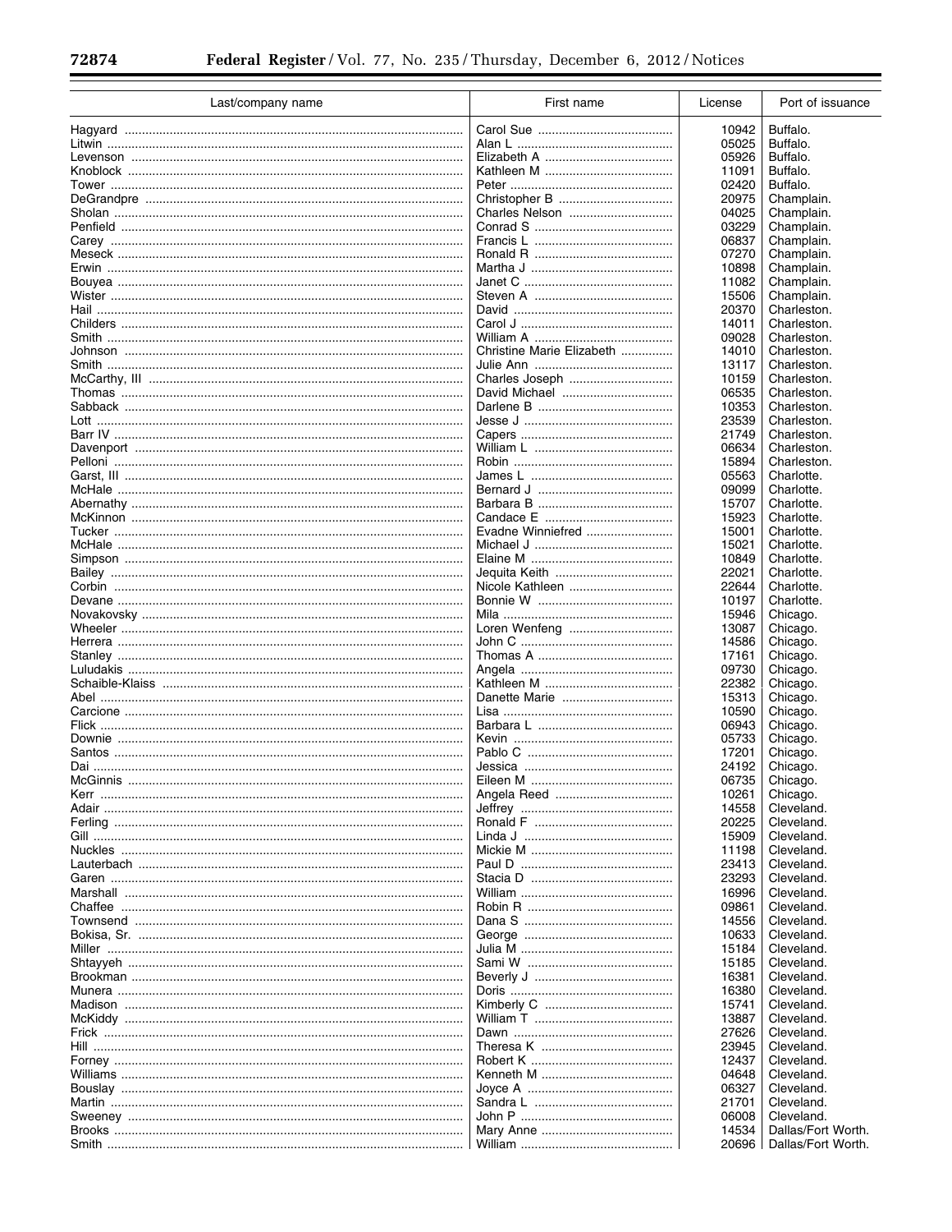| Last/company name | First name | License | Port of issuance |
|---|---|---|---|
| Hagyard | Carol Sue | 10942 | Buffalo. |
| Litwin | Alan L | 05025 | Buffalo. |
| Levenson | Elizabeth A | 05926 | Buffalo. |
| Knoblock | Kathleen M | 11091 | Buffalo. |
| Tower | Peter | 02420 | Buffalo. |
| DeGrandpre | Christopher B | 20975 | Champlain. |
| Sholan | Charles Nelson | 04025 | Champlain. |
| Penfield | Conrad S | 03229 | Champlain. |
| Carey | Francis L | 06837 | Champlain. |
| Meseck | Ronald R | 07270 | Champlain. |
| Erwin | Martha J | 10898 | Champlain. |
| Bouyea | Janet C | 11082 | Champlain. |
| Wister | Steven A | 15506 | Champlain. |
| Hail | David | 20370 | Charleston. |
| Childers | Carol J | 14011 | Charleston. |
| Smith | William A | 09028 | Charleston. |
| Johnson | Christine Marie Elizabeth | 14010 | Charleston. |
| Smith | Julie Ann | 13117 | Charleston. |
| McCarthy, III | Charles Joseph | 10159 | Charleston. |
| Thomas | David Michael | 06535 | Charleston. |
| Sabback | Darlene B | 10353 | Charleston. |
| Lott | Jesse J | 23539 | Charleston. |
| Barr IV | Capers | 21749 | Charleston. |
| Davenport | William L | 06634 | Charleston. |
| Pelloni | Robin | 15894 | Charleston. |
| Garst, III | James L | 05563 | Charlotte. |
| McHale | Bernard J | 09099 | Charlotte. |
| Abernathy | Barbara B | 15707 | Charlotte. |
| McKinnon | Candace E | 15923 | Charlotte. |
| Tucker | Evadne Winniefred | 15001 | Charlotte. |
| McHale | Michael J | 15021 | Charlotte. |
| Simpson | Elaine M | 10849 | Charlotte. |
| Bailey | Jequita Keith | 22021 | Charlotte. |
| Corbin | Nicole Kathleen | 22644 | Charlotte. |
| Devane | Bonnie W | 10197 | Charlotte. |
| Novakovsky | Mila | 15946 | Chicago. |
| Wheeler | Loren Wenfeng | 13087 | Chicago. |
| Herrera | John C | 14586 | Chicago. |
| Stanley | Thomas A | 17161 | Chicago. |
| Luludakis | Angela | 09730 | Chicago. |
| Schaible-Klaiss | Kathleen M | 22382 | Chicago. |
| Abel | Danette Marie | 15313 | Chicago. |
| Carcione | Lisa | 10590 | Chicago. |
| Flick | Barbara L | 06943 | Chicago. |
| Downie | Kevin | 05733 | Chicago. |
| Santos | Pablo C | 17201 | Chicago. |
| Dai | Jessica | 24192 | Chicago. |
| McGinnis | Eileen M | 06735 | Chicago. |
| Kerr | Angela Reed | 10261 | Chicago. |
| Adair | Jeffrey | 14558 | Cleveland. |
| Ferling | Ronald F | 20225 | Cleveland. |
| Gill | Linda J | 15909 | Cleveland. |
| Nuckles | Mickie M | 11198 | Cleveland. |
| Lauterbach | Paul D | 23413 | Cleveland. |
| Garen | Stacia D | 23293 | Cleveland. |
| Marshall | William | 16996 | Cleveland. |
| Chaffee | Robin R | 09861 | Cleveland. |
| Townsend | Dana S | 14556 | Cleveland. |
| Bokisa, Sr. | George | 10633 | Cleveland. |
| Miller | Julia M | 15184 | Cleveland. |
| Shtayyeh | Sami W | 15185 | Cleveland. |
| Brookman | Beverly J | 16381 | Cleveland. |
| Munera | Doris | 16380 | Cleveland. |
| Madison | Kimberly C | 15741 | Cleveland. |
| McKiddy | William T | 13887 | Cleveland. |
| Frick | Dawn | 27626 | Cleveland. |
| Hill | Theresa K | 23945 | Cleveland. |
| Forney | Robert K | 12437 | Cleveland. |
| Williams | Kenneth M | 04648 | Cleveland. |
| Bouslay | Joyce A | 06327 | Cleveland. |
| Martin | Sandra L | 21701 | Cleveland. |
| Sweeney | John P | 06008 | Cleveland. |
| Brooks | Mary Anne | 14534 | Dallas/Fort Worth. |
| Smith | William | 20696 | Dallas/Fort Worth. |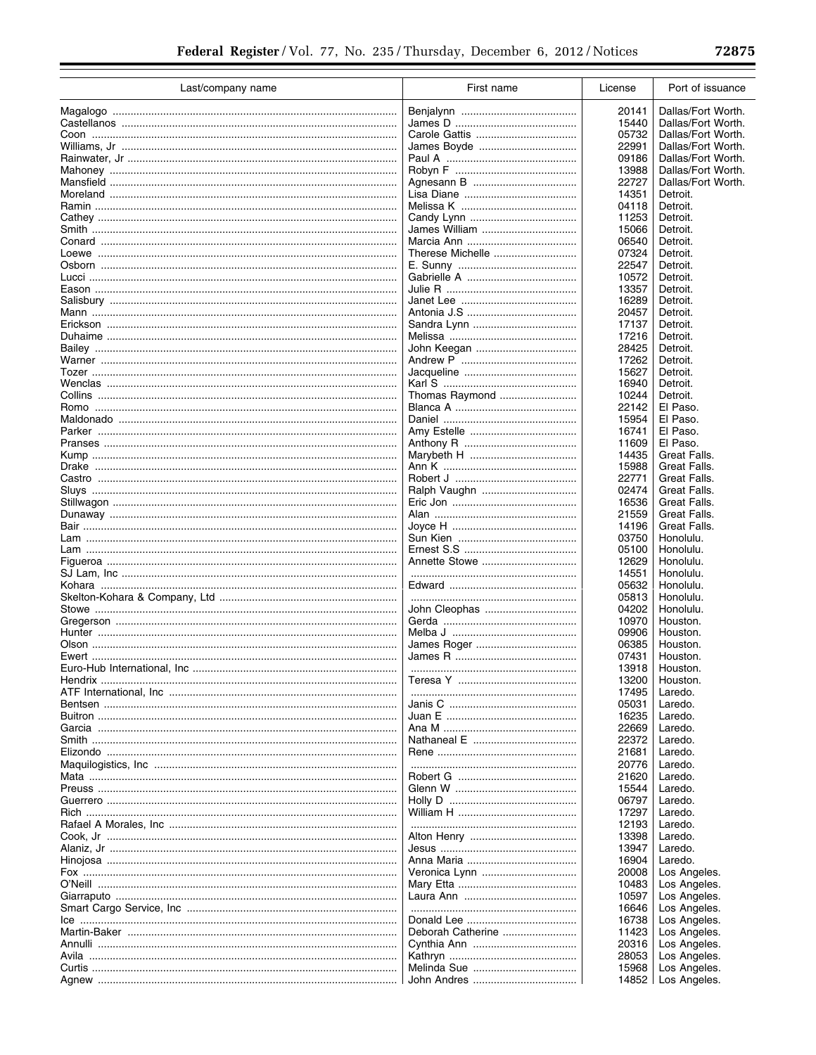| Last/company name | First name | License | Port of issuance |
|---|---|---|---|
| Magalogo | Benjalynn | 20141 | Dallas/Fort Worth. |
| Castellanos | James D | 15440 | Dallas/Fort Worth. |
| Coon | Carole Gattis | 05732 | Dallas/Fort Worth. |
| Williams, Jr | James Boyde | 22991 | Dallas/Fort Worth. |
| Rainwater, Jr | Paul A | 09186 | Dallas/Fort Worth. |
| Mahoney | Robyn F | 13988 | Dallas/Fort Worth. |
| Mansfield | Agnesann B | 22727 | Dallas/Fort Worth. |
| Moreland | Lisa Diane | 14351 | Detroit. |
| Ramin | Melissa K | 04118 | Detroit. |
| Cathey | Candy Lynn | 11253 | Detroit. |
| Smith | James William | 15066 | Detroit. |
| Conard | Marcia Ann | 06540 | Detroit. |
| Loewe | Therese Michelle | 07324 | Detroit. |
| Osborn | E. Sunny | 22547 | Detroit. |
| Lucci | Gabrielle A | 10572 | Detroit. |
| Eason | Julie R | 13357 | Detroit. |
| Salisbury | Janet Lee | 16289 | Detroit. |
| Mann | Antonia J.S | 20457 | Detroit. |
| Erickson | Sandra Lynn | 17137 | Detroit. |
| Duhaime | Melissa | 17216 | Detroit. |
| Bailey | John Keegan | 28425 | Detroit. |
| Warner | Andrew P | 17262 | Detroit. |
| Tozer | Jacqueline | 15627 | Detroit. |
| Wenclas | Karl S | 16940 | Detroit. |
| Collins | Thomas Raymond | 10244 | Detroit. |
| Romo | Blanca A | 22142 | El Paso. |
| Maldonado | Daniel | 15954 | El Paso. |
| Parker | Amy Estelle | 16741 | El Paso. |
| Pranses | Anthony R | 11609 | El Paso. |
| Kump | Marybeth H | 14435 | Great Falls. |
| Drake | Ann K | 15988 | Great Falls. |
| Castro | Robert J | 22771 | Great Falls. |
| Sluys | Ralph Vaughn | 02474 | Great Falls. |
| Stillwagon | Eric Jon | 16536 | Great Falls. |
| Dunaway | Alan | 21559 | Great Falls. |
| Bair | Joyce H | 14196 | Great Falls. |
| Lam | Sun Kien | 03750 | Honolulu. |
| Lam | Ernest S.S | 05100 | Honolulu. |
| Figueroa | Annette Stowe | 12629 | Honolulu. |
| SJ Lam, Inc | | 14551 | Honolulu. |
| Kohara | Edward | 05632 | Honolulu. |
| Skelton-Kohara & Company, Ltd | | 05813 | Honolulu. |
| Stowe | John Cleophas | 04202 | Honolulu. |
| Gregerson | Gerda | 10970 | Houston. |
| Hunter | Melba J | 09906 | Houston. |
| Olson | James Roger | 06385 | Houston. |
| Ewert | James R | 07431 | Houston. |
| Euro-Hub International, Inc | | 13918 | Houston. |
| Hendrix | Teresa Y | 13200 | Houston. |
| ATF International, Inc | | 17495 | Laredo. |
| Bentsen | Janis C | 05031 | Laredo. |
| Buitron | Juan E | 16235 | Laredo. |
| Garcia | Ana M | 22669 | Laredo. |
| Smith | Nathaneal E | 22372 | Laredo. |
| Elizondo | Rene | 21681 | Laredo. |
| Maquilogistics, Inc | | 20776 | Laredo. |
| Mata | Robert G | 21620 | Laredo. |
| Preuss | Glenn W | 15544 | Laredo. |
| Guerrero | Holly D | 06797 | Laredo. |
| Rich | William H | 17297 | Laredo. |
| Rafael A Morales, Inc | | 12193 | Laredo. |
| Cook, Jr | Alton Henry | 13398 | Laredo. |
| Alaniz, Jr | Jesus | 13947 | Laredo. |
| Hinojosa | Anna Maria | 16904 | Laredo. |
| Fox | Veronica Lynn | 20008 | Los Angeles. |
| O'Neill | Mary Etta | 10483 | Los Angeles. |
| Giarraputo | Laura Ann | 10597 | Los Angeles. |
| Smart Cargo Service, Inc | | 16646 | Los Angeles. |
| Ice | Donald Lee | 16738 | Los Angeles. |
| Martin-Baker | Deborah Catherine | 11423 | Los Angeles. |
| Annulli | Cynthia Ann | 20316 | Los Angeles. |
| Avila | Kathryn | 28053 | Los Angeles. |
| Curtis | Melinda Sue | 15968 | Los Angeles. |
| Agnew | John Andres | 14852 | Los Angeles. |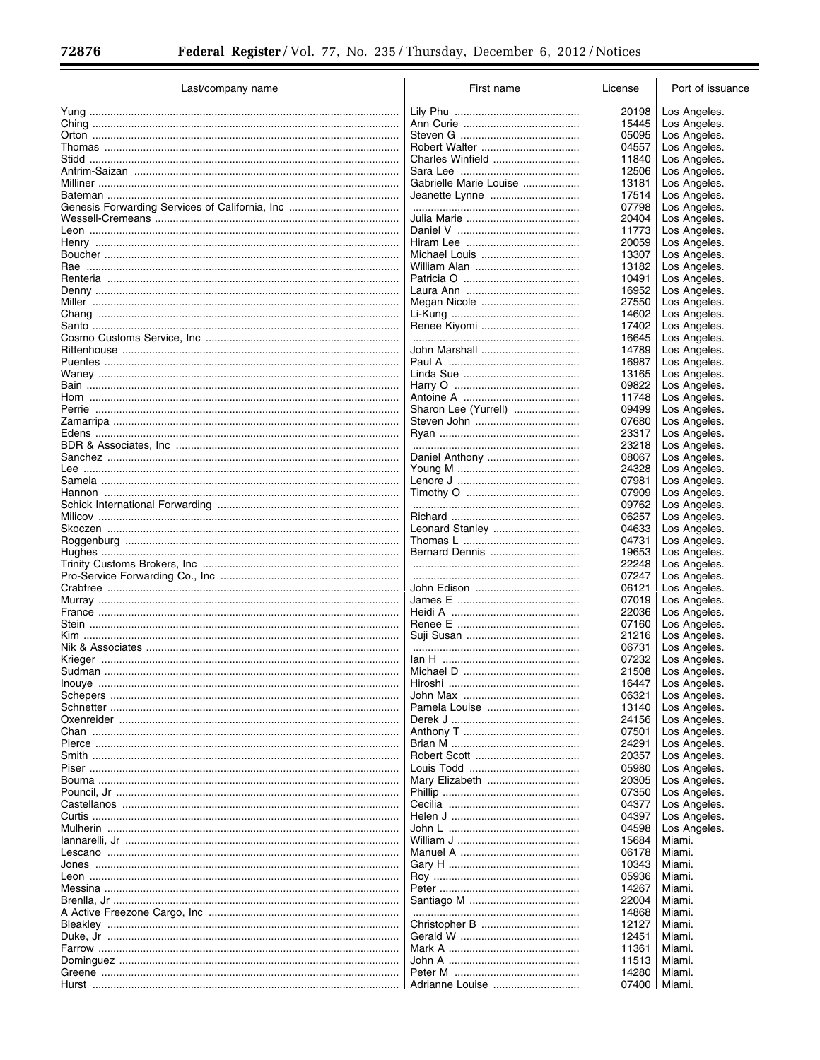| Last/company name | First name | License | Port of issuance |
|---|---|---|---|
| Yung | Lily Phu | 20198 | Los Angeles. |
| Ching | Ann Curie | 15445 | Los Angeles. |
| Orton | Steven G | 05095 | Los Angeles. |
| Thomas | Robert Walter | 04557 | Los Angeles. |
| Stidd | Charles Winfield | 11840 | Los Angeles. |
| Antrim-Saizan | Sara Lee | 12506 | Los Angeles. |
| Milliner | Gabrielle Marie Louise | 13181 | Los Angeles. |
| Bateman | Jeanette Lynne | 17514 | Los Angeles. |
| Genesis Forwarding Services of California, Inc | | 07798 | Los Angeles. |
| Wessell-Cremeans | Julia Marie | 20404 | Los Angeles. |
| Leon | Daniel V | 11773 | Los Angeles. |
| Henry | Hiram Lee | 20059 | Los Angeles. |
| Boucher | Michael Louis | 13307 | Los Angeles. |
| Rae | William Alan | 13182 | Los Angeles. |
| Renteria | Patricia O | 10491 | Los Angeles. |
| Denny | Laura Ann | 16952 | Los Angeles. |
| Miller | Megan Nicole | 27550 | Los Angeles. |
| Chang | Li-Kung | 14602 | Los Angeles. |
| Santo | Renee Kiyomi | 17402 | Los Angeles. |
| Cosmo Customs Service, Inc | | 16645 | Los Angeles. |
| Rittenhouse | John Marshall | 14789 | Los Angeles. |
| Puentes | Paul A | 16987 | Los Angeles. |
| Waney | Linda Sue | 13165 | Los Angeles. |
| Bain | Harry O | 09822 | Los Angeles. |
| Horn | Antoine A | 11748 | Los Angeles. |
| Perrie | Sharon Lee (Yurrell) | 09499 | Los Angeles. |
| Zamarripa | Steven John | 07680 | Los Angeles. |
| Edens | Ryan | 23317 | Los Angeles. |
| BDR & Associates, Inc | | 23218 | Los Angeles. |
| Sanchez | Daniel Anthony | 08067 | Los Angeles. |
| Lee | Young M | 24328 | Los Angeles. |
| Samela | Lenore J | 07981 | Los Angeles. |
| Hannon | Timothy O | 07909 | Los Angeles. |
| Schick International Forwarding | | 09762 | Los Angeles. |
| Milicov | Richard | 06257 | Los Angeles. |
| Skoczen | Leonard Stanley | 04633 | Los Angeles. |
| Roggenburg | Thomas L | 04731 | Los Angeles. |
| Hughes | Bernard Dennis | 19653 | Los Angeles. |
| Trinity Customs Brokers, Inc | | 22248 | Los Angeles. |
| Pro-Service Forwarding Co., Inc | | 07247 | Los Angeles. |
| Crabtree | John Edison | 06121 | Los Angeles. |
| Murray | James E | 07019 | Los Angeles. |
| France | Heidi A | 22036 | Los Angeles. |
| Stein | Renee E | 07160 | Los Angeles. |
| Kim | Suji Susan | 21216 | Los Angeles. |
| Nik & Associates | | 06731 | Los Angeles. |
| Krieger | Ian H | 07232 | Los Angeles. |
| Sudman | Michael D | 21508 | Los Angeles. |
| Inouye | Hiroshi | 16447 | Los Angeles. |
| Schepers | John Max | 06321 | Los Angeles. |
| Schnetter | Pamela Louise | 13140 | Los Angeles. |
| Oxenreider | Derek J | 24156 | Los Angeles. |
| Chan | Anthony T | 07501 | Los Angeles. |
| Pierce | Brian M | 24291 | Los Angeles. |
| Smith | Robert Scott | 20357 | Los Angeles. |
| Piser | Louis Todd | 05980 | Los Angeles. |
| Bouma | Mary Elizabeth | 20305 | Los Angeles. |
| Pouncil, Jr | Phillip | 07350 | Los Angeles. |
| Castellanos | Cecilia | 04377 | Los Angeles. |
| Curtis | Helen J | 04397 | Los Angeles. |
| Mulherin | John L | 04598 | Los Angeles. |
| Iannarelli, Jr | William J | 15684 | Miami. |
| Lescano | Manuel A | 06178 | Miami. |
| Jones | Gary H | 10343 | Miami. |
| Leon | Roy | 05936 | Miami. |
| Messina | Peter | 14267 | Miami. |
| Brenlla, Jr | Santiago M | 22004 | Miami. |
| A Active Freezone Cargo, Inc | | 14868 | Miami. |
| Bleakley | Christopher B | 12127 | Miami. |
| Duke, Jr | Gerald W | 12451 | Miami. |
| Farrow | Mark A | 11361 | Miami. |
| Dominguez | John A | 11513 | Miami. |
| Greene | Peter M | 14280 | Miami. |
| Hurst | Adrianne Louise | 07400 | Miami. |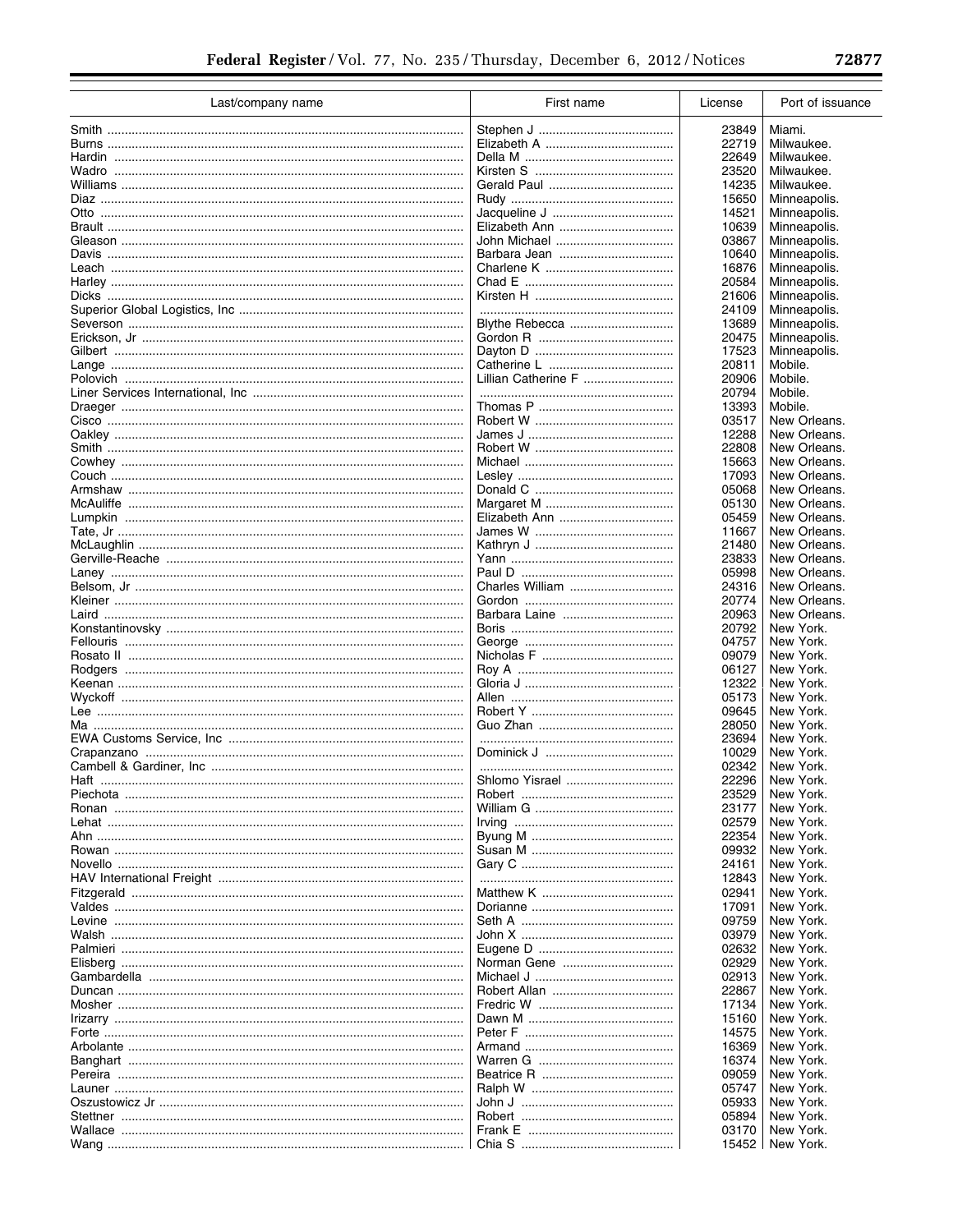| Last/company name | First name | License | Port of issuance |
|---|---|---|---|
| Smith | Stephen J | 23849 | Miami. |
| Burns | Elizabeth A | 22719 | Milwaukee. |
| Hardin | Della M | 22649 | Milwaukee. |
| Wadro | Kirsten S | 23520 | Milwaukee. |
| Williams | Gerald Paul | 14235 | Milwaukee. |
| Diaz | Rudy | 15650 | Minneapolis. |
| Otto | Jacqueline J | 14521 | Minneapolis. |
| Brault | Elizabeth Ann | 10639 | Minneapolis. |
| Gleason | John Michael | 03867 | Minneapolis. |
| Davis | Barbara Jean | 10640 | Minneapolis. |
| Leach | Charlene K | 16876 | Minneapolis. |
| Harley | Chad E | 20584 | Minneapolis. |
| Dicks | Kirsten H | 21606 | Minneapolis. |
| Superior Global Logistics, Inc | | 24109 | Minneapolis. |
| Severson | Blythe Rebecca | 13689 | Minneapolis. |
| Erickson, Jr | Gordon R | 20475 | Minneapolis. |
| Gilbert | Dayton D | 17523 | Minneapolis. |
| Lange | Catherine L | 20811 | Mobile. |
| Polovich | Lillian Catherine F | 20906 | Mobile. |
| Liner Services International, Inc | | 20794 | Mobile. |
| Draeger | Thomas P | 13393 | Mobile. |
| Cisco | Robert W | 03517 | New Orleans. |
| Oakley | James J | 12288 | New Orleans. |
| Smith | Robert W | 22808 | New Orleans. |
| Cowhey | Michael | 15663 | New Orleans. |
| Couch | Lesley | 17093 | New Orleans. |
| Armshaw | Donald C | 05068 | New Orleans. |
| McAuliffe | Margaret M | 05130 | New Orleans. |
| Lumpkin | Elizabeth Ann | 05459 | New Orleans. |
| Tate, Jr | James W | 11667 | New Orleans. |
| McLaughlin | Kathryn J | 21480 | New Orleans. |
| Gerville-Reache | Yann | 23833 | New Orleans. |
| Laney | Paul D | 05998 | New Orleans. |
| Belsom, Jr | Charles William | 24316 | New Orleans. |
| Kleiner | Gordon | 20774 | New Orleans. |
| Laird | Barbara Laine | 20963 | New Orleans. |
| Konstantinovsky | Boris | 20792 | New York. |
| Fellouris | George | 04757 | New York. |
| Rosato II | Nicholas F | 09079 | New York. |
| Rodgers | Roy A | 06127 | New York. |
| Keenan | Gloria J | 12322 | New York. |
| Wyckoff | Allen | 05173 | New York. |
| Lee | Robert Y | 09645 | New York. |
| Ma | Guo Zhan | 28050 | New York. |
| EWA Customs Service, Inc | | 23694 | New York. |
| Crapanzano | Dominick J | 10029 | New York. |
| Cambell & Gardiner, Inc | | 02342 | New York. |
| Haft | Shlomo Yisrael | 22296 | New York. |
| Piechota | Robert | 23529 | New York. |
| Ronan | William G | 23177 | New York. |
| Lehat | Irving | 02579 | New York. |
| Ahn | Byung M | 22354 | New York. |
| Rowan | Susan M | 09932 | New York. |
| Novello | Gary C | 24161 | New York. |
| HAV International Freight | | 12843 | New York. |
| Fitzgerald | Matthew K | 02941 | New York. |
| Valdes | Dorianne | 17091 | New York. |
| Levine | Seth A | 09759 | New York. |
| Walsh | John X | 03979 | New York. |
| Palmieri | Eugene D | 02632 | New York. |
| Elisberg | Norman Gene | 02929 | New York. |
| Gambardella | Michael J | 02913 | New York. |
| Duncan | Robert Allan | 22867 | New York. |
| Mosher | Fredric W | 17134 | New York. |
| Irizarry | Dawn M | 15160 | New York. |
| Forte | Peter F | 14575 | New York. |
| Arbolante | Armand | 16369 | New York. |
| Banghart | Warren G | 16374 | New York. |
| Pereira | Beatrice R | 09059 | New York. |
| Launer | Ralph W | 05747 | New York. |
| Oszustowicz Jr | John J | 05933 | New York. |
| Stettner | Robert | 05894 | New York. |
| Wallace | Frank E | 03170 | New York. |
| Wang | Chia S | 15452 | New York. |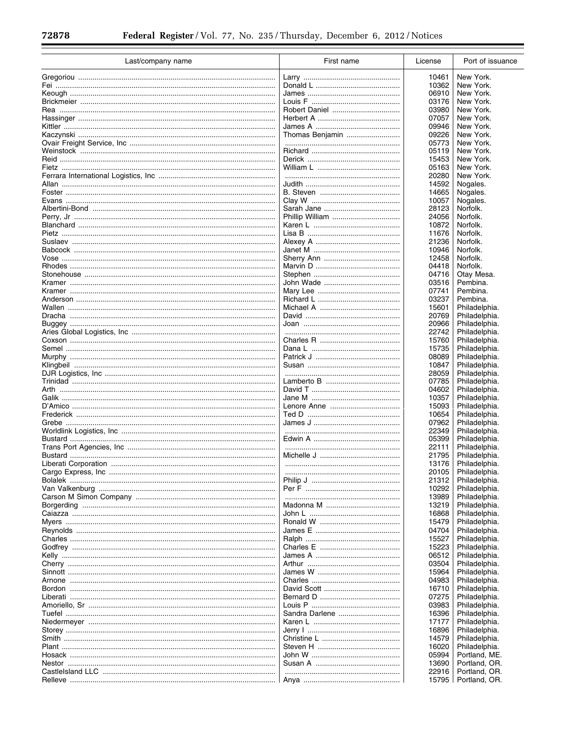| Last/company name | First name | License | Port of issuance |
|---|---|---|---|
| Gregoriou | Larry | 10461 | New York. |
| Fei | Donald L | 10362 | New York. |
| Keough | James | 06910 | New York. |
| Brickmeier | Louis F | 03176 | New York. |
| Rea | Robert Daniel | 03980 | New York. |
| Hassinger | Herbert A | 07057 | New York. |
| Kittler | James A | 09946 | New York. |
| Kaczynski | Thomas Benjamin | 09226 | New York. |
| Ovair Freight Service, Inc | | 05773 | New York. |
| Weinstock | Richard | 05119 | New York. |
| Reid | Derick | 15453 | New York. |
| Fietz | William L | 05163 | New York. |
| Ferrara International Logistics, Inc | | 20280 | New York. |
| Allan | Judith | 14592 | Nogales. |
| Foster | B. Steven | 14665 | Nogales. |
| Evans | Clay W | 10057 | Nogales. |
| Albertini-Bond | Sarah Jane | 28123 | Norfolk. |
| Perry, Jr | Phillip William | 24056 | Norfolk. |
| Blanchard | Karen L | 10872 | Norfolk. |
| Pietz | Lisa B | 11676 | Norfolk. |
| Suslaev | Alexey A | 21236 | Norfolk. |
| Babcock | Janet M | 10946 | Norfolk. |
| Vose | Sherry Ann | 12458 | Norfolk. |
| Rhodes | Marvin D | 04418 | Norfolk. |
| Stonehouse | Stephen | 04716 | Otay Mesa. |
| Kramer | John Wade | 03516 | Pembina. |
| Kramer | Mary Lee | 07741 | Pembina. |
| Anderson | Richard L | 03237 | Pembina. |
| Wallen | Michael A | 15601 | Philadelphia. |
| Dracha | David | 20769 | Philadelphia. |
| Buggey | Joan | 20966 | Philadelphia. |
| Aries Global Logistics, Inc | | 22742 | Philadelphia. |
| Coxson | Charles R | 15760 | Philadelphia. |
| Semel | Dana L | 15735 | Philadelphia. |
| Murphy | Patrick J | 08089 | Philadelphia. |
| Klingbeil | Susan | 10847 | Philadelphia. |
| DJR Logistics, Inc | | 28059 | Philadelphia. |
| Trinidad | Lamberto B | 07785 | Philadelphia. |
| Arth | David T | 04602 | Philadelphia. |
| Galik | Jane M | 10357 | Philadelphia. |
| D'Amico | Lenore Anne | 15093 | Philadelphia. |
| Frederick | Ted D | 10654 | Philadelphia. |
| Grebe | James J | 07962 | Philadelphia. |
| Worldlink Logistics, Inc | | 22349 | Philadelphia. |
| Bustard | Edwin A | 05399 | Philadelphia. |
| Trans Port Agencies, Inc | | 22111 | Philadelphia. |
| Bustard | Michelle J | 21795 | Philadelphia. |
| Liberati Corporation | | 13176 | Philadelphia. |
| Cargo Express, Inc | | 20105 | Philadelphia. |
| Bolalek | Philip J | 21312 | Philadelphia. |
| Van Valkenburg | Per F | 10292 | Philadelphia. |
| Carson M Simon Company | | 13989 | Philadelphia. |
| Borgerding | Madonna M | 13219 | Philadelphia. |
| Caiazza | John L | 16868 | Philadelphia. |
| Myers | Ronald W | 15479 | Philadelphia. |
| Reynolds | James E | 04704 | Philadelphia. |
| Charles | Ralph | 15527 | Philadelphia. |
| Godfrey | Charles E | 15223 | Philadelphia. |
| Kelly | James A | 06512 | Philadelphia. |
| Cherry | Arthur | 03504 | Philadelphia. |
| Sinnott | James W | 15964 | Philadelphia. |
| Arnone | Charles | 04983 | Philadelphia. |
| Bordon | David Scott | 16710 | Philadelphia. |
| Liberati | Bernard D | 07275 | Philadelphia. |
| Amoriello, Sr | Louis P | 03983 | Philadelphia. |
| Tuefel | Sandra Darlene | 16396 | Philadelphia. |
| Niedermeyer | Karen L | 17177 | Philadelphia. |
| Storey | Jerry I | 16896 | Philadelphia. |
| Smith | Christine L | 14579 | Philadelphia. |
| Plant | Steven H | 16020 | Philadelphia. |
| Hosack | John W | 05994 | Portland, ME. |
| Nestor | Susan A | 13690 | Portland, OR. |
| CastleIsland LLC | | 22916 | Portland, OR. |
| Relleve | Anya | 15795 | Portland, OR. |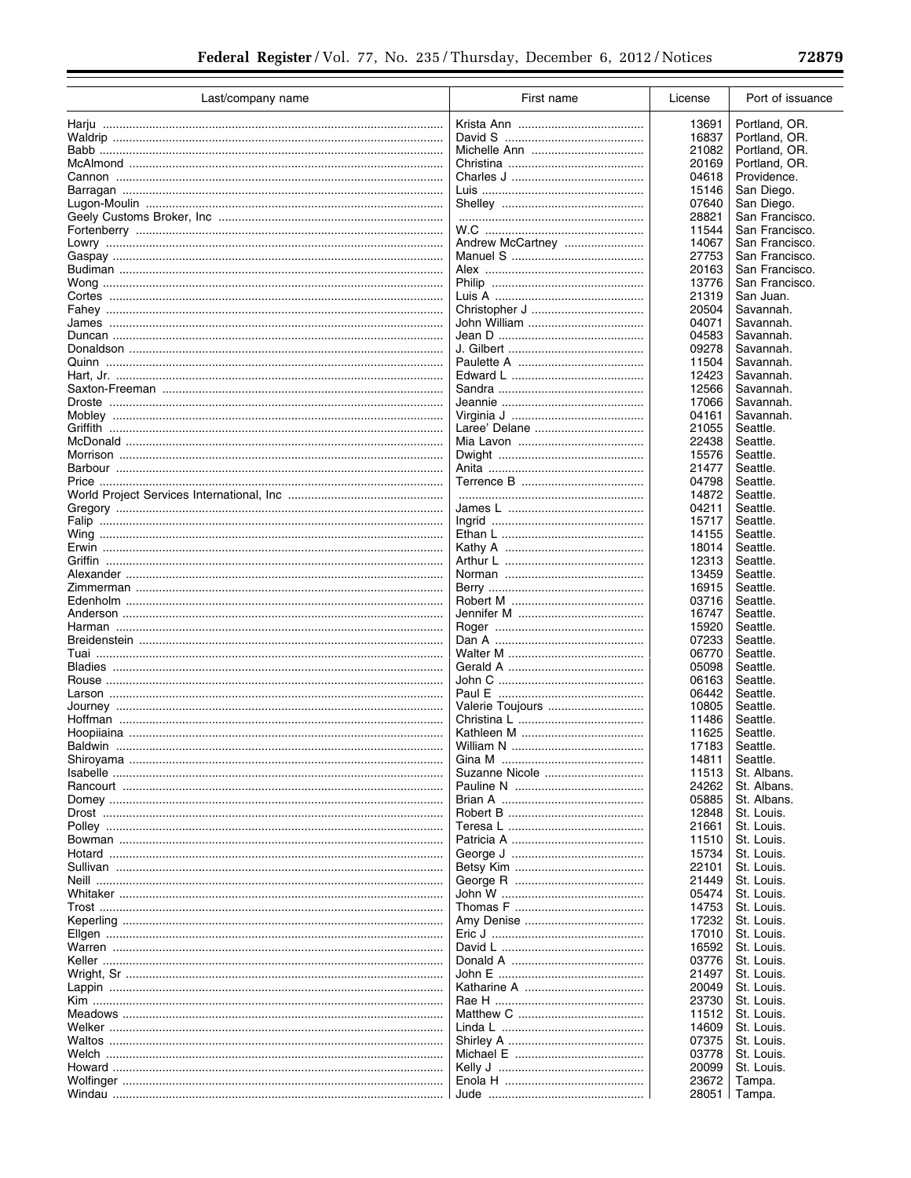| Last/company name | First name | License | Port of issuance |
|---|---|---|---|
| Harju | Krista Ann | 13691 | Portland, OR. |
| Waldrip | David S | 16837 | Portland, OR. |
| Babb | Michelle Ann | 21082 | Portland, OR. |
| McAlmond | Christina | 20169 | Portland, OR. |
| Cannon | Charles J | 04618 | Providence. |
| Barragan | Luis | 15146 | San Diego. |
| Lugon-Moulin | Shelley | 07640 | San Diego. |
| Geely Customs Broker, Inc | | 28821 | San Francisco. |
| Fortenberry | W.C | 11544 | San Francisco. |
| Lowry | Andrew McCartney | 14067 | San Francisco. |
| Gaspay | Manuel S | 27753 | San Francisco. |
| Budiman | Alex | 20163 | San Francisco. |
| Wong | Philip | 13776 | San Francisco. |
| Cortes | Luis A | 21319 | San Juan. |
| Fahey | Christopher J | 20504 | Savannah. |
| James | John William | 04071 | Savannah. |
| Duncan | Jean D | 04583 | Savannah. |
| Donaldson | J. Gilbert | 09278 | Savannah. |
| Quinn | Paulette A | 11504 | Savannah. |
| Hart, Jr. | Edward L | 12423 | Savannah. |
| Saxton-Freeman | Sandra | 12566 | Savannah. |
| Droste | Jeannie | 17066 | Savannah. |
| Mobley | Virginia J | 04161 | Savannah. |
| Griffith | Laree' Delane | 21055 | Seattle. |
| McDonald | Mia Lavon | 22438 | Seattle. |
| Morrison | Dwight | 15576 | Seattle. |
| Barbour | Anita | 21477 | Seattle. |
| Price | Terrence B | 04798 | Seattle. |
| World Project Services International, Inc | | 14872 | Seattle. |
| Gregory | James L | 04211 | Seattle. |
| Falip | Ingrid | 15717 | Seattle. |
| Wing | Ethan L | 14155 | Seattle. |
| Erwin | Kathy A | 18014 | Seattle. |
| Griffin | Arthur L | 12313 | Seattle. |
| Alexander | Norman | 13459 | Seattle. |
| Zimmerman | Berry | 16915 | Seattle. |
| Edenholm | Robert M | 03716 | Seattle. |
| Anderson | Jennifer M | 16747 | Seattle. |
| Harman | Roger | 15920 | Seattle. |
| Breidenstein | Dan A | 07233 | Seattle. |
| Tuai | Walter M | 06770 | Seattle. |
| Bladies | Gerald A | 05098 | Seattle. |
| Rouse | John C | 06163 | Seattle. |
| Larson | Paul E | 06442 | Seattle. |
| Journey | Valerie Toujours | 10805 | Seattle. |
| Hoffman | Christina L | 11486 | Seattle. |
| Hoopiiaina | Kathleen M | 11625 | Seattle. |
| Baldwin | William N | 17183 | Seattle. |
| Shiroyama | Gina M | 14811 | Seattle. |
| Isabelle | Suzanne Nicole | 11513 | St. Albans. |
| Rancourt | Pauline N | 24262 | St. Albans. |
| Domey | Brian A | 05885 | St. Albans. |
| Drost | Robert B | 12848 | St. Louis. |
| Polley | Teresa L | 21661 | St. Louis. |
| Bowman | Patricia A | 11510 | St. Louis. |
| Hotard | George J | 15734 | St. Louis. |
| Sullivan | Betsy Kim | 22101 | St. Louis. |
| Neill | George R | 21449 | St. Louis. |
| Whitaker | John W | 05474 | St. Louis. |
| Trost | Thomas F | 14753 | St. Louis. |
| Keperling | Amy Denise | 17232 | St. Louis. |
| Ellgen | Eric J | 17010 | St. Louis. |
| Warren | David L | 16592 | St. Louis. |
| Keller | Donald A | 03776 | St. Louis. |
| Wright, Sr | John E | 21497 | St. Louis. |
| Lappin | Katharine A | 20049 | St. Louis. |
| Kim | Rae H | 23730 | St. Louis. |
| Meadows | Matthew C | 11512 | St. Louis. |
| Welker | Linda L | 14609 | St. Louis. |
| Waltos | Shirley A | 07375 | St. Louis. |
| Welch | Michael E | 03778 | St. Louis. |
| Howard | Kelly J | 20099 | St. Louis. |
| Wolfinger | Enola H | 23672 | Tampa. |
| Windau | Jude | 28051 | Tampa. |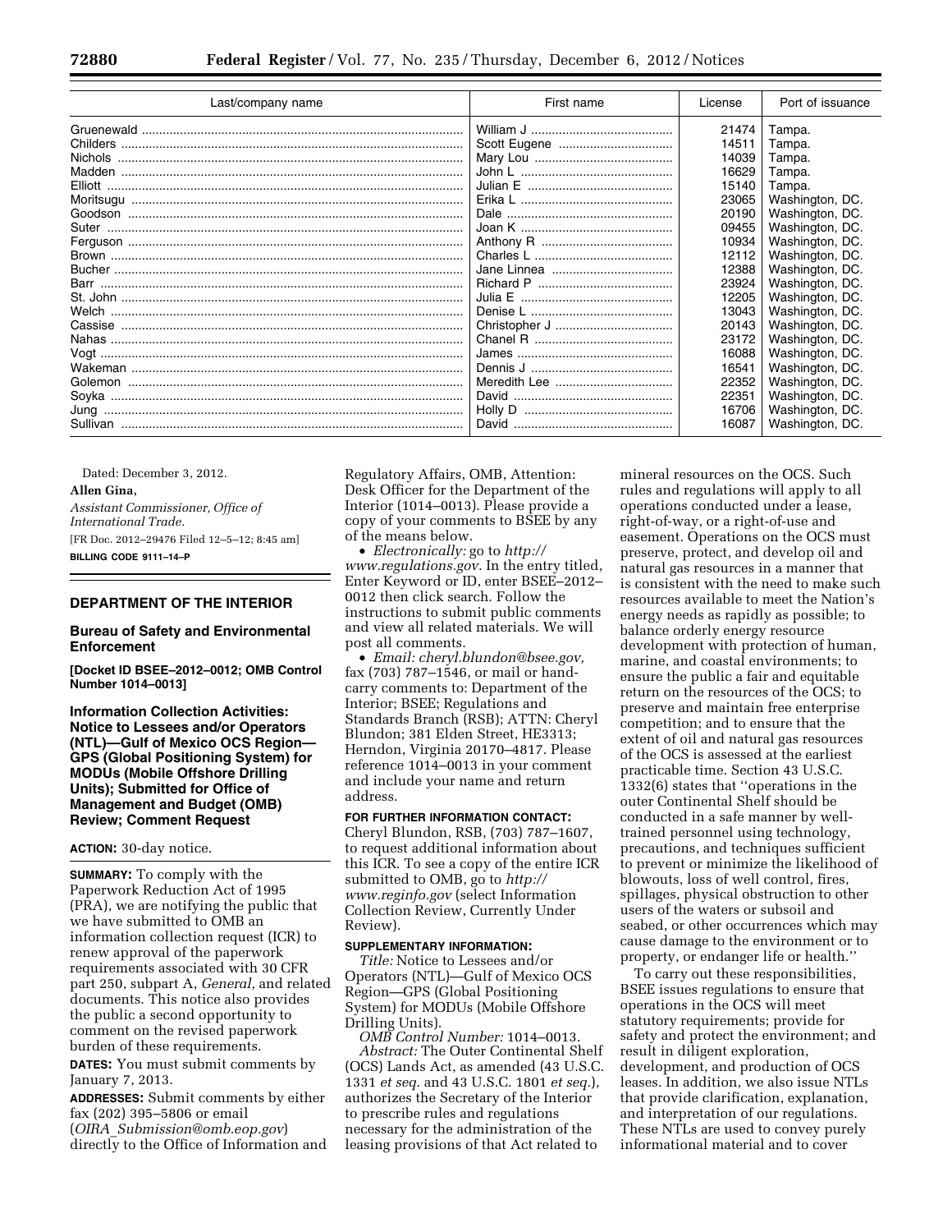| Last/company name | First name | License | Port of issuance |
|---|---|---|---|
| Gruenewald | William J | 21474 | Tampa. |
| Childers | Scott Eugene | 14511 | Tampa. |
| Nichols | Mary Lou | 14039 | Tampa. |
| Madden | John L | 16629 | Tampa. |
| Elliott | Julian E | 15140 | Tampa. |
| Moritsugu | Erika L | 23065 | Washington, DC. |
| Goodson | Dale | 20190 | Washington, DC. |
| Suter | Joan K | 09455 | Washington, DC. |
| Ferguson | Anthony R | 10934 | Washington, DC. |
| Brown | Charles L | 12112 | Washington, DC. |
| Bucher | Jane Linnea | 12388 | Washington, DC. |
| Barr | Richard P | 23924 | Washington, DC. |
| St. John | Julia E | 12205 | Washington, DC. |
| Welch | Denise L | 13043 | Washington, DC. |
| Cassise | Christopher J | 20143 | Washington, DC. |
| Nahas | Chanel R | 23172 | Washington, DC. |
| Vogt | James | 16088 | Washington, DC. |
| Wakeman | Dennis J | 16541 | Washington, DC. |
| Golemon | Meredith Lee | 22352 | Washington, DC. |
| Soyka | David | 22351 | Washington, DC. |
| Jung | Holly D | 16706 | Washington, DC. |
| Sullivan | David | 16087 | Washington, DC. |

Dated: December 3, 2012.

**Allen Gina,**

*Assistant Commissioner, Office of International Trade.*

[FR Doc. 2012–29476 Filed 12–5–12; 8:45 am]

**BILLING CODE 9111–14–P**

## DEPARTMENT OF THE INTERIOR

### Bureau of Safety and Environmental Enforcement

**[Docket ID BSEE–2012–0012; OMB Control Number 1014–0013]**

### Information Collection Activities: Notice to Lessees and/or Operators (NTL)—Gulf of Mexico OCS Region—GPS (Global Positioning System) for MODUs (Mobile Offshore Drilling Units); Submitted for Office of Management and Budget (OMB) Review; Comment Request

**ACTION:** 30-day notice.

**SUMMARY:** To comply with the Paperwork Reduction Act of 1995 (PRA), we are notifying the public that we have submitted to OMB an information collection request (ICR) to renew approval of the paperwork requirements associated with 30 CFR part 250, subpart A, *General,* and related documents. This notice also provides the public a second opportunity to comment on the revised paperwork burden of these requirements.

**DATES:** You must submit comments by January 7, 2013.

**ADDRESSES:** Submit comments by either fax (202) 395–5806 or email (*OIRA_Submission@omb.eop.gov*) directly to the Office of Information and Regulatory Affairs, OMB, Attention: Desk Officer for the Department of the Interior (1014–0013). Please provide a copy of your comments to BSEE by any of the means below.

- *Electronically:* go to *http://www.regulations.gov*. In the entry titled, Enter Keyword or ID, enter BSEE–2012–0012 then click search. Follow the instructions to submit public comments and view all related materials. We will post all comments.
- *Email: cheryl.blundon@bsee.gov,* fax (703) 787–1546, or mail or hand-carry comments to: Department of the Interior; BSEE; Regulations and Standards Branch (RSB); ATTN: Cheryl Blundon; 381 Elden Street, HE3313; Herndon, Virginia 20170–4817. Please reference 1014–0013 in your comment and include your name and return address.

**FOR FURTHER INFORMATION CONTACT:** Cheryl Blundon, RSB, (703) 787–1607, to request additional information about this ICR. To see a copy of the entire ICR submitted to OMB, go to *http://www.reginfo.gov* (select Information Collection Review, Currently Under Review).

**SUPPLEMENTARY INFORMATION:**

*Title:* Notice to Lessees and/or Operators (NTL)—Gulf of Mexico OCS Region—GPS (Global Positioning System) for MODUs (Mobile Offshore Drilling Units).

*OMB Control Number:* 1014–0013.

*Abstract:* The Outer Continental Shelf (OCS) Lands Act, as amended (43 U.S.C. 1331 *et seq.* and 43 U.S.C. 1801 *et seq.*), authorizes the Secretary of the Interior to prescribe rules and regulations necessary for the administration of the leasing provisions of that Act related to mineral resources on the OCS. Such rules and regulations will apply to all operations conducted under a lease, right-of-way, or a right-of-use and easement. Operations on the OCS must preserve, protect, and develop oil and natural gas resources in a manner that is consistent with the need to make such resources available to meet the Nation's energy needs as rapidly as possible; to balance orderly energy resource development with protection of human, marine, and coastal environments; to ensure the public a fair and equitable return on the resources of the OCS; to preserve and maintain free enterprise competition; and to ensure that the extent of oil and natural gas resources of the OCS is assessed at the earliest practicable time. Section 43 U.S.C. 1332(6) states that ''operations in the outer Continental Shelf should be conducted in a safe manner by well-trained personnel using technology, precautions, and techniques sufficient to prevent or minimize the likelihood of blowouts, loss of well control, fires, spillages, physical obstruction to other users of the waters or subsoil and seabed, or other occurrences which may cause damage to the environment or to property, or endanger life or health.''

To carry out these responsibilities, BSEE issues regulations to ensure that operations in the OCS will meet statutory requirements; provide for safety and protect the environment; and result in diligent exploration, development, and production of OCS leases. In addition, we also issue NTLs that provide clarification, explanation, and interpretation of our regulations. These NTLs are used to convey purely informational material and to cover